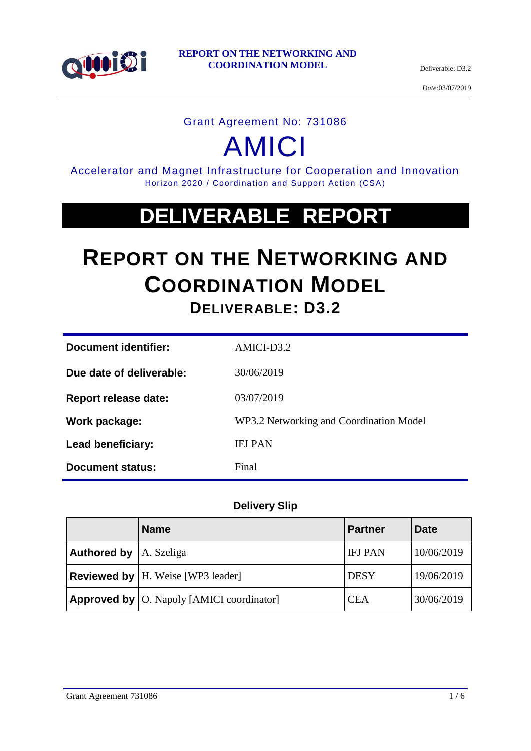Grant Agreement No: 731086

# AMICI

Accelerator and Magnet Infrastructure for Cooperation and Innovation

Horizon 2020 / Coordination and Support Action (CSA)

# DELIVERABLE REPORT

# REPORT ON THE NETWORKING AND COORDINATION MODEL

## DELIVERABLE: D3.2

| | |
|---|---|
| **Document identifier:** | AMICI-D3.2 |
| **Due date of deliverable:** | 30/06/2019 |
| **Report release date:** | 03/07/2019 |
| **Work package:** | WP3.2 Networking and Coordination Model |
| **Lead beneficiary:** | IFJ PAN |
| **Document status:** | Final |

**Delivery Slip**

| | Name | Partner | Date |
|---|---|---|---|
| **Authored by** | A. Szeliga | IFJ PAN | 10/06/2019 |
| **Reviewed by** | H. Weise [WP3 leader] | DESY | 19/06/2019 |
| **Approved by** | O. Napoly [AMICI coordinator] | CEA | 30/06/2019 |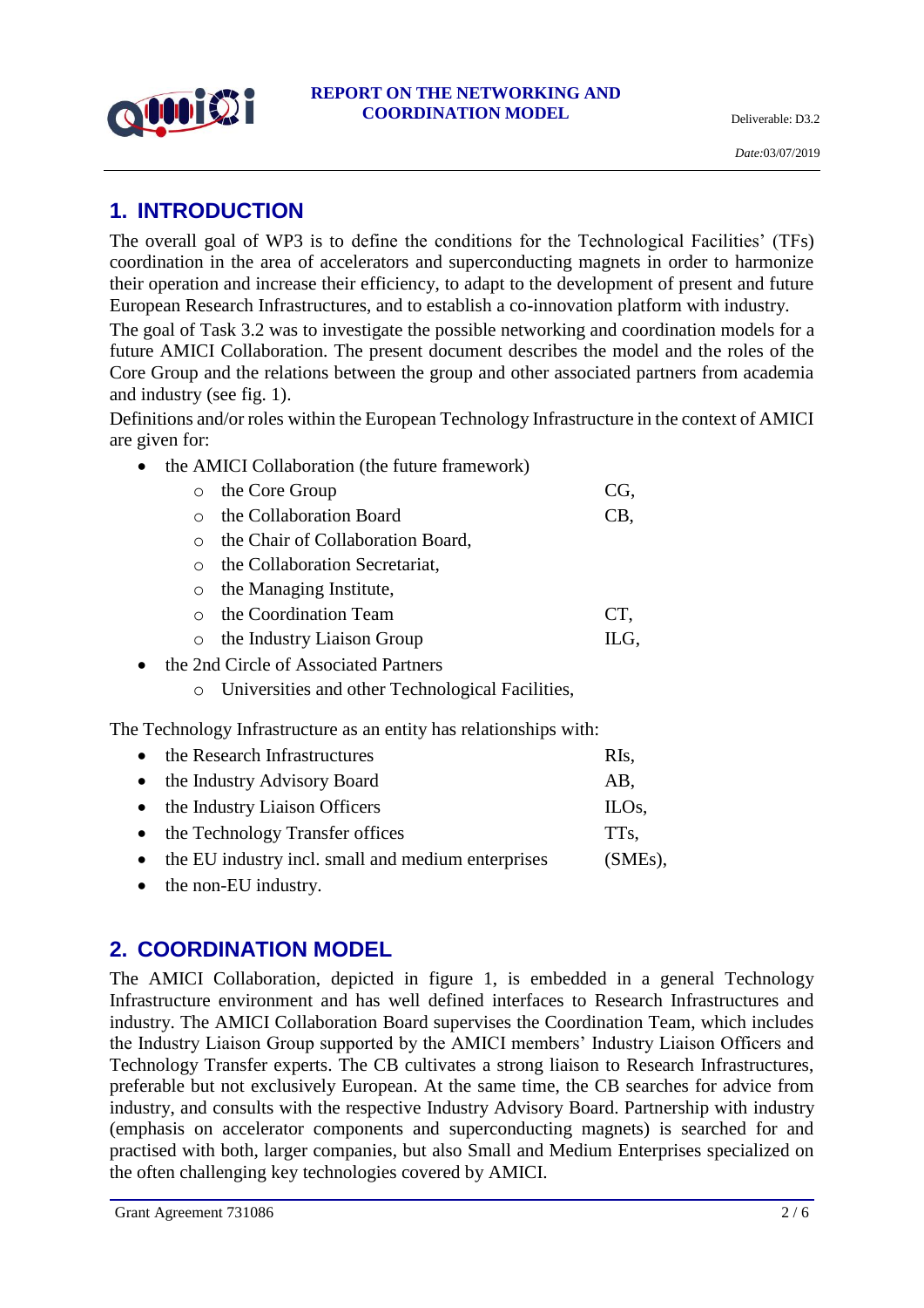## 1. INTRODUCTION

The overall goal of WP3 is to define the conditions for the Technological Facilities' (TFs) coordination in the area of accelerators and superconducting magnets in order to harmonize their operation and increase their efficiency, to adapt to the development of present and future European Research Infrastructures, and to establish a co-innovation platform with industry.

The goal of Task 3.2 was to investigate the possible networking and coordination models for a future AMICI Collaboration. The present document describes the model and the roles of the Core Group and the relations between the group and other associated partners from academia and industry (see fig. 1).

Definitions and/or roles within the European Technology Infrastructure in the context of AMICI are given for:

- the AMICI Collaboration (the future framework)
  - the Core Group CG,
  - the Collaboration Board CB,
  - the Chair of Collaboration Board,
  - the Collaboration Secretariat,
  - the Managing Institute,
  - the Coordination Team CT,
  - the Industry Liaison Group ILG,
- the 2nd Circle of Associated Partners
  - Universities and other Technological Facilities,

The Technology Infrastructure as an entity has relationships with:

- the Research Infrastructures RIs,
- the Industry Advisory Board AB,
- the Industry Liaison Officers ILOs,
- the Technology Transfer offices TTs,
- the EU industry incl. small and medium enterprises (SMEs),
- the non-EU industry.

## 2. COORDINATION MODEL

The AMICI Collaboration, depicted in figure 1, is embedded in a general Technology Infrastructure environment and has well defined interfaces to Research Infrastructures and industry. The AMICI Collaboration Board supervises the Coordination Team, which includes the Industry Liaison Group supported by the AMICI members' Industry Liaison Officers and Technology Transfer experts. The CB cultivates a strong liaison to Research Infrastructures, preferable but not exclusively European. At the same time, the CB searches for advice from industry, and consults with the respective Industry Advisory Board. Partnership with industry (emphasis on accelerator components and superconducting magnets) is searched for and practised with both, larger companies, but also Small and Medium Enterprises specialized on the often challenging key technologies covered by AMICI.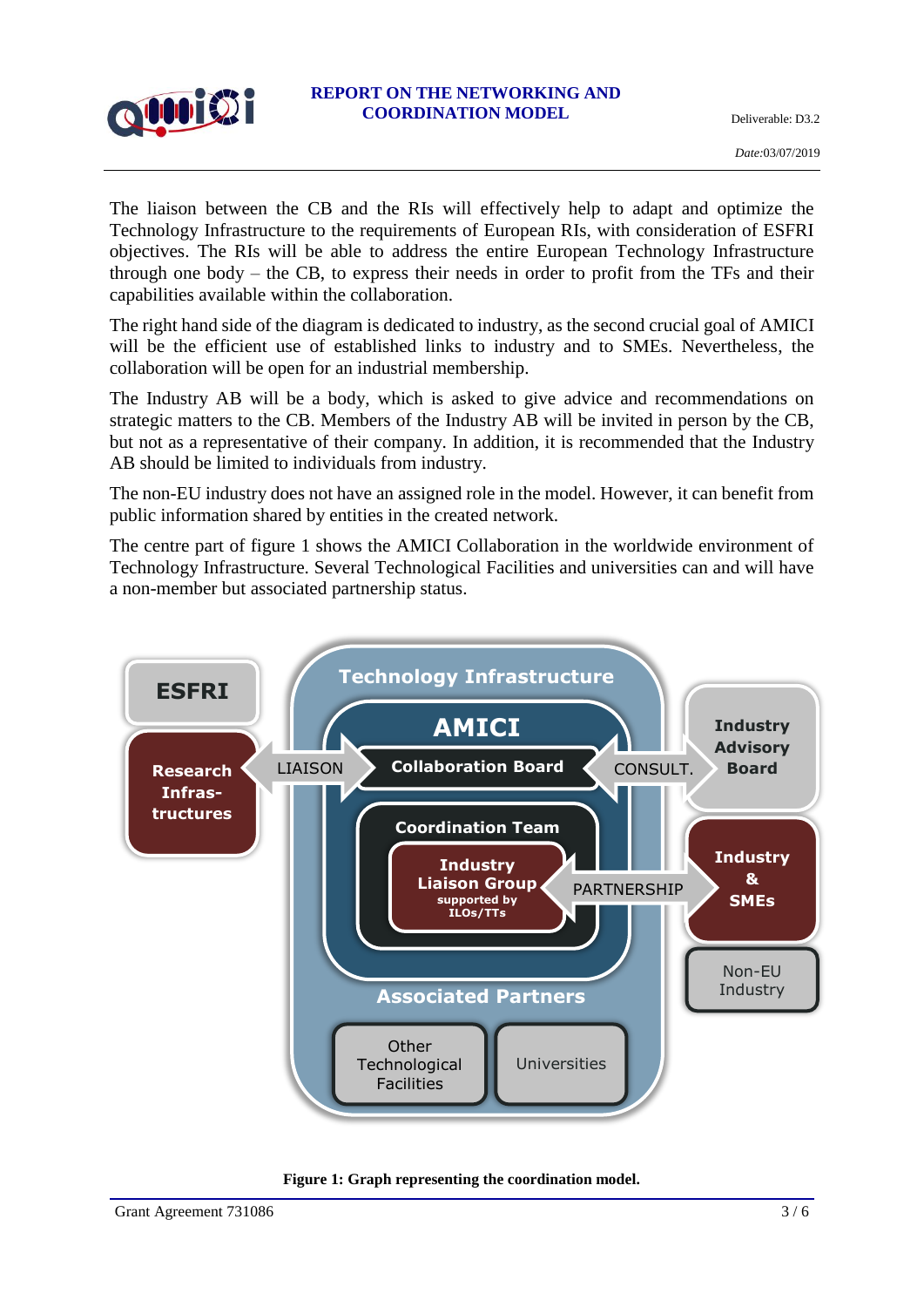The liaison between the CB and the RIs will effectively help to adapt and optimize the Technology Infrastructure to the requirements of European RIs, with consideration of ESFRI objectives. The RIs will be able to address the entire European Technology Infrastructure through one body – the CB, to express their needs in order to profit from the TFs and their capabilities available within the collaboration.

The right hand side of the diagram is dedicated to industry, as the second crucial goal of AMICI will be the efficient use of established links to industry and to SMEs. Nevertheless, the collaboration will be open for an industrial membership.

The Industry AB will be a body, which is asked to give advice and recommendations on strategic matters to the CB. Members of the Industry AB will be invited in person by the CB, but not as a representative of their company. In addition, it is recommended that the Industry AB should be limited to individuals from industry.

The non-EU industry does not have an assigned role in the model. However, it can benefit from public information shared by entities in the created network.

The centre part of figure 1 shows the AMICI Collaboration in the worldwide environment of Technology Infrastructure. Several Technological Facilities and universities can and will have a non-member but associated partnership status.

**Figure 1: Graph representing the coordination model.**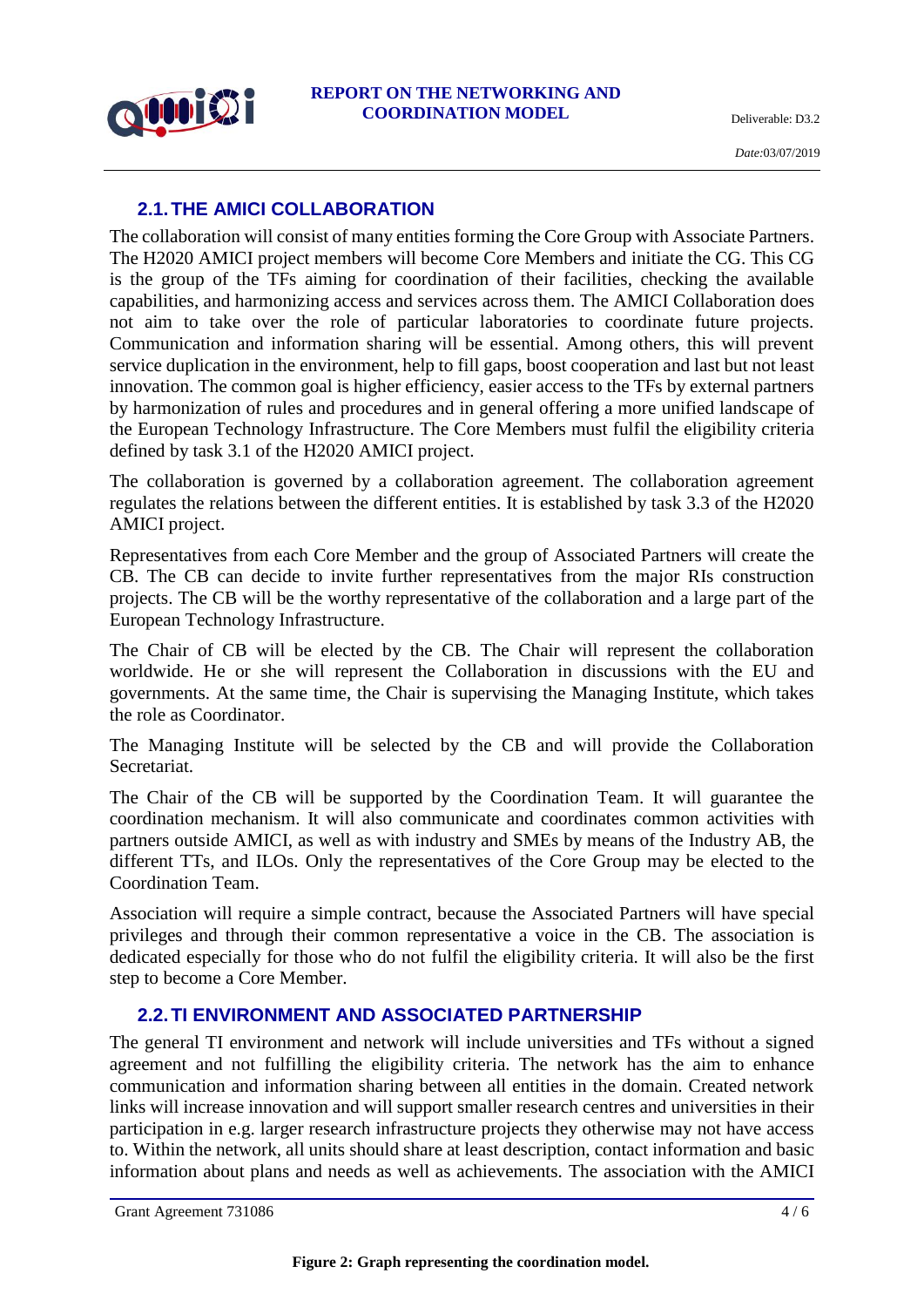## 2.1. THE AMICI COLLABORATION

The collaboration will consist of many entities forming the Core Group with Associate Partners. The H2020 AMICI project members will become Core Members and initiate the CG. This CG is the group of the TFs aiming for coordination of their facilities, checking the available capabilities, and harmonizing access and services across them. The AMICI Collaboration does not aim to take over the role of particular laboratories to coordinate future projects. Communication and information sharing will be essential. Among others, this will prevent service duplication in the environment, help to fill gaps, boost cooperation and last but not least innovation. The common goal is higher efficiency, easier access to the TFs by external partners by harmonization of rules and procedures and in general offering a more unified landscape of the European Technology Infrastructure. The Core Members must fulfil the eligibility criteria defined by task 3.1 of the H2020 AMICI project.

The collaboration is governed by a collaboration agreement. The collaboration agreement regulates the relations between the different entities. It is established by task 3.3 of the H2020 AMICI project.

Representatives from each Core Member and the group of Associated Partners will create the CB. The CB can decide to invite further representatives from the major RIs construction projects. The CB will be the worthy representative of the collaboration and a large part of the European Technology Infrastructure.

The Chair of CB will be elected by the CB. The Chair will represent the collaboration worldwide. He or she will represent the Collaboration in discussions with the EU and governments. At the same time, the Chair is supervising the Managing Institute, which takes the role as Coordinator.

The Managing Institute will be selected by the CB and will provide the Collaboration Secretariat.

The Chair of the CB will be supported by the Coordination Team. It will guarantee the coordination mechanism. It will also communicate and coordinates common activities with partners outside AMICI, as well as with industry and SMEs by means of the Industry AB, the different TTs, and ILOs. Only the representatives of the Core Group may be elected to the Coordination Team.

Association will require a simple contract, because the Associated Partners will have special privileges and through their common representative a voice in the CB. The association is dedicated especially for those who do not fulfil the eligibility criteria. It will also be the first step to become a Core Member.

## 2.2. TI ENVIRONMENT AND ASSOCIATED PARTNERSHIP

The general TI environment and network will include universities and TFs without a signed agreement and not fulfilling the eligibility criteria. The network has the aim to enhance communication and information sharing between all entities in the domain. Created network links will increase innovation and will support smaller research centres and universities in their participation in e.g. larger research infrastructure projects they otherwise may not have access to. Within the network, all units should share at least description, contact information and basic information about plans and needs as well as achievements. The association with the AMICI

**Figure 2: Graph representing the coordination model.**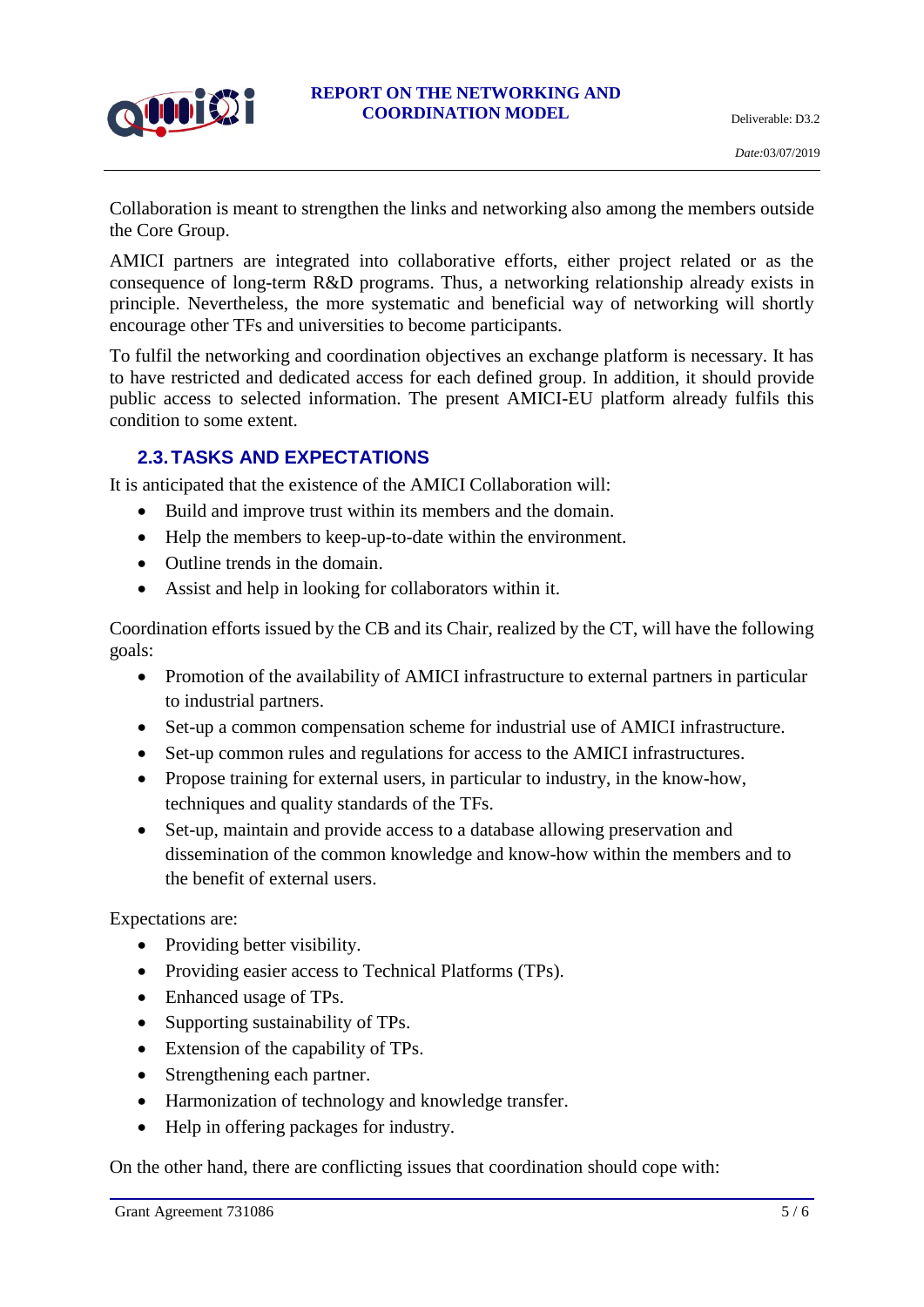Collaboration is meant to strengthen the links and networking also among the members outside the Core Group.

AMICI partners are integrated into collaborative efforts, either project related or as the consequence of long-term R&D programs. Thus, a networking relationship already exists in principle. Nevertheless, the more systematic and beneficial way of networking will shortly encourage other TFs and universities to become participants.

To fulfil the networking and coordination objectives an exchange platform is necessary. It has to have restricted and dedicated access for each defined group. In addition, it should provide public access to selected information. The present AMICI-EU platform already fulfils this condition to some extent.

## 2.3. TASKS AND EXPECTATIONS

It is anticipated that the existence of the AMICI Collaboration will:

- Build and improve trust within its members and the domain.
- Help the members to keep-up-to-date within the environment.
- Outline trends in the domain.
- Assist and help in looking for collaborators within it.

Coordination efforts issued by the CB and its Chair, realized by the CT, will have the following goals:

- Promotion of the availability of AMICI infrastructure to external partners in particular to industrial partners.
- Set-up a common compensation scheme for industrial use of AMICI infrastructure.
- Set-up common rules and regulations for access to the AMICI infrastructures.
- Propose training for external users, in particular to industry, in the know-how, techniques and quality standards of the TFs.
- Set-up, maintain and provide access to a database allowing preservation and dissemination of the common knowledge and know-how within the members and to the benefit of external users.

Expectations are:

- Providing better visibility.
- Providing easier access to Technical Platforms (TPs).
- Enhanced usage of TPs.
- Supporting sustainability of TPs.
- Extension of the capability of TPs.
- Strengthening each partner.
- Harmonization of technology and knowledge transfer.
- Help in offering packages for industry.

On the other hand, there are conflicting issues that coordination should cope with: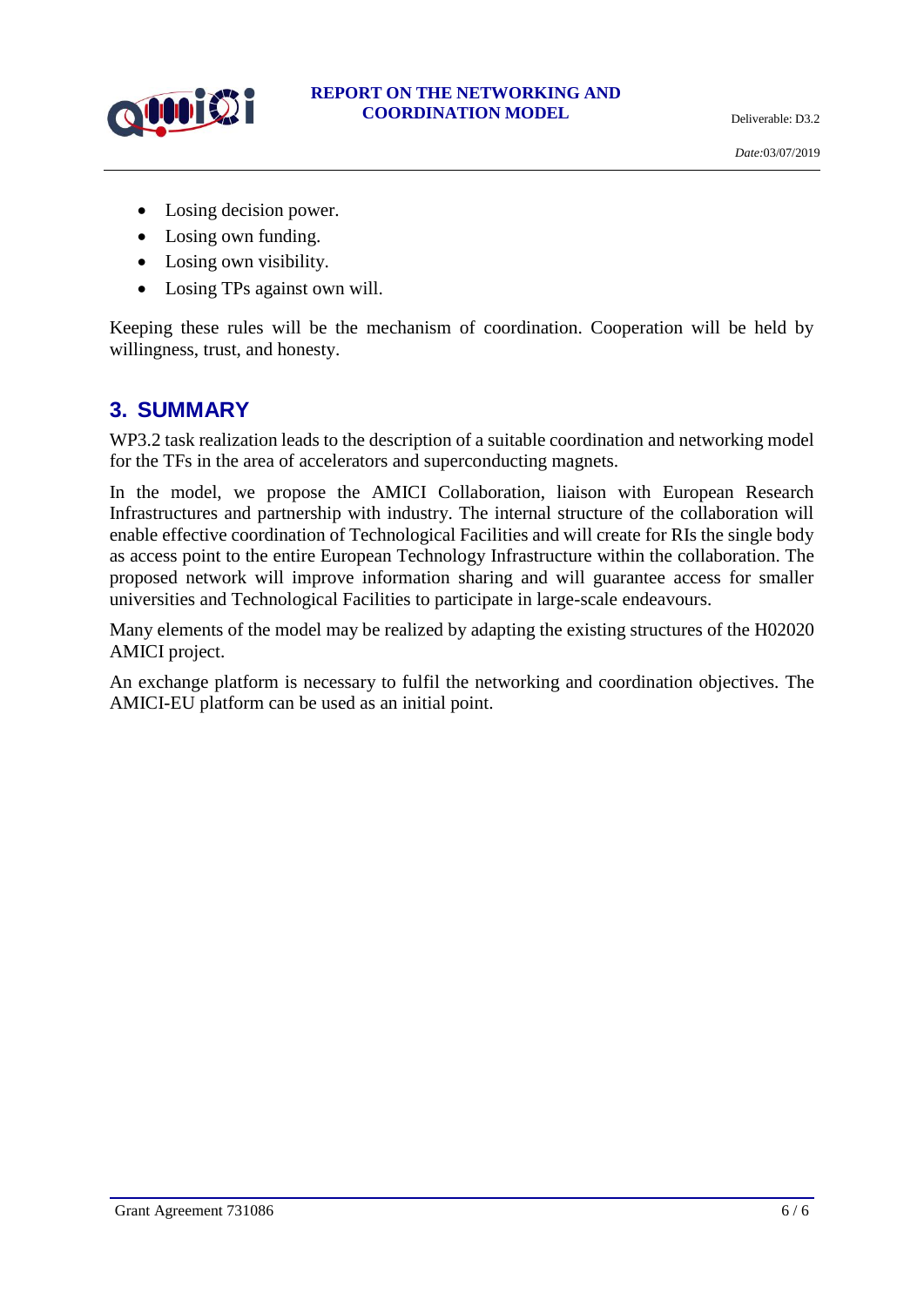- Losing decision power.
- Losing own funding.
- Losing own visibility.
- Losing TPs against own will.

Keeping these rules will be the mechanism of coordination. Cooperation will be held by willingness, trust, and honesty.

## 3. SUMMARY

WP3.2 task realization leads to the description of a suitable coordination and networking model for the TFs in the area of accelerators and superconducting magnets.

In the model, we propose the AMICI Collaboration, liaison with European Research Infrastructures and partnership with industry. The internal structure of the collaboration will enable effective coordination of Technological Facilities and will create for RIs the single body as access point to the entire European Technology Infrastructure within the collaboration. The proposed network will improve information sharing and will guarantee access for smaller universities and Technological Facilities to participate in large-scale endeavours.

Many elements of the model may be realized by adapting the existing structures of the H02020 AMICI project.

An exchange platform is necessary to fulfil the networking and coordination objectives. The AMICI-EU platform can be used as an initial point.